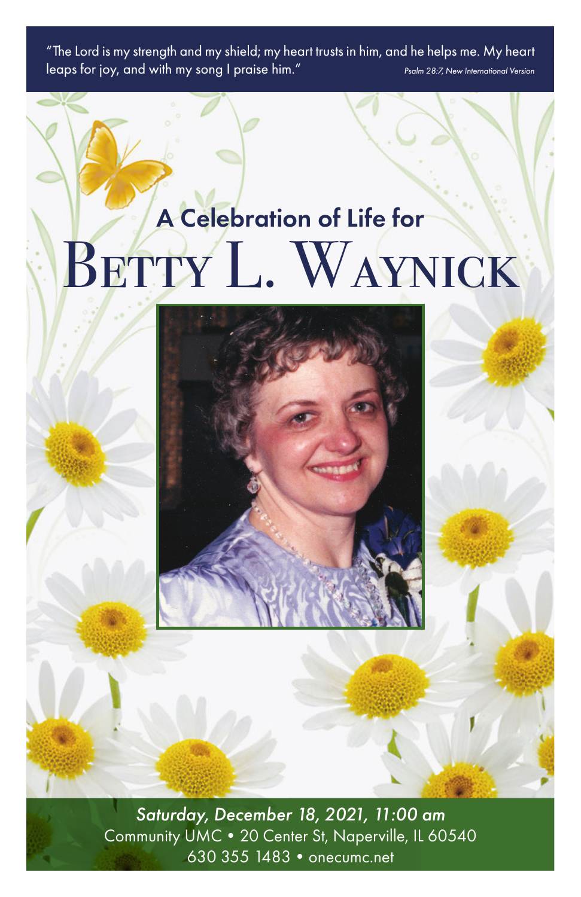"The Lord is my strength and my shield; my heart trusts in him, and he helps me. My heart leaps for joy, and with my song I praise him." *Psalm 28:7, New International Version*

## A Celebration of Life for

# Betty L. Waynick

***Saturday, December 18, 2021, 11:00 am***

Community UMC • 20 Center St, Naperville, IL 60540

630 355 1483 • onecumc.net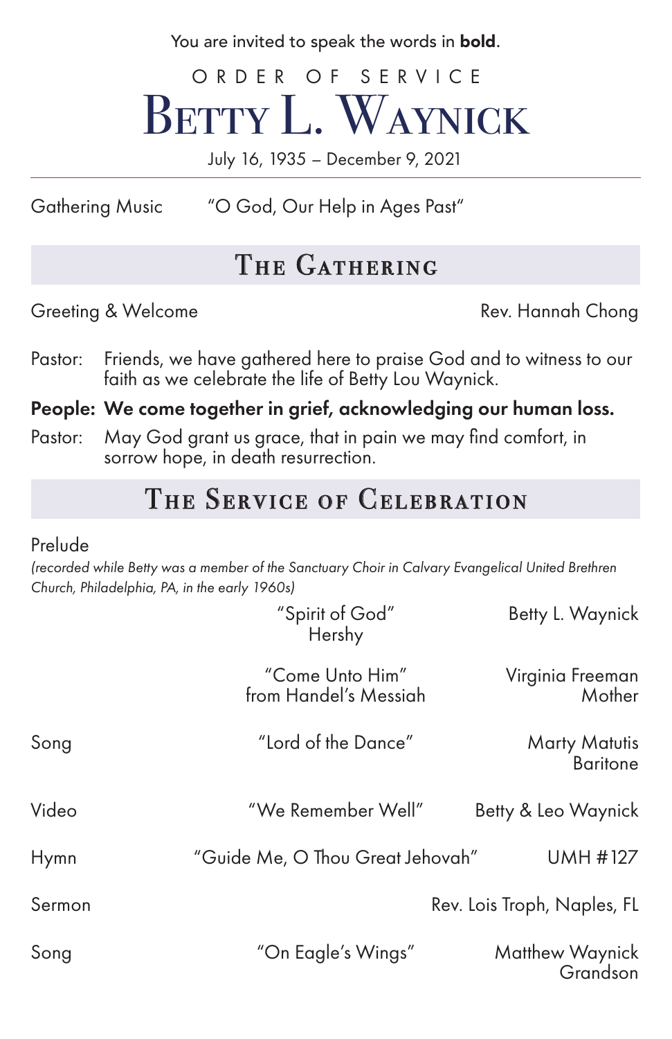You are invited to speak the words in **bold**.

# ORDER OF SERVICE
# Betty L. Waynick

July 16, 1935 – December 9, 2021

Gathering Music "O God, Our Help in Ages Past"

## The Gathering

Greeting & Welcome — Rev. Hannah Chong

Pastor: Friends, we have gathered here to praise God and to witness to our faith as we celebrate the life of Betty Lou Waynick.

**People: We come together in grief, acknowledging our human loss.**

Pastor: May God grant us grace, that in pain we may find comfort, in sorrow hope, in death resurrection.

## The Service of Celebration

Prelude

*(recorded while Betty was a member of the Sanctuary Choir in Calvary Evangelical United Brethren Church, Philadelphia, PA, in the early 1960s)*

| | | |
|---|---|---|
| | "Spirit of God" Hershy | Betty L. Waynick |
| | "Come Unto Him" from Handel's Messiah | Virginia Freeman Mother |
| Song | "Lord of the Dance" | Marty Matutis Baritone |
| Video | "We Remember Well" | Betty & Leo Waynick |
| Hymn | "Guide Me, O Thou Great Jehovah" | UMH #127 |
| Sermon | | Rev. Lois Troph, Naples, FL |
| Song | "On Eagle's Wings" | Matthew Waynick Grandson |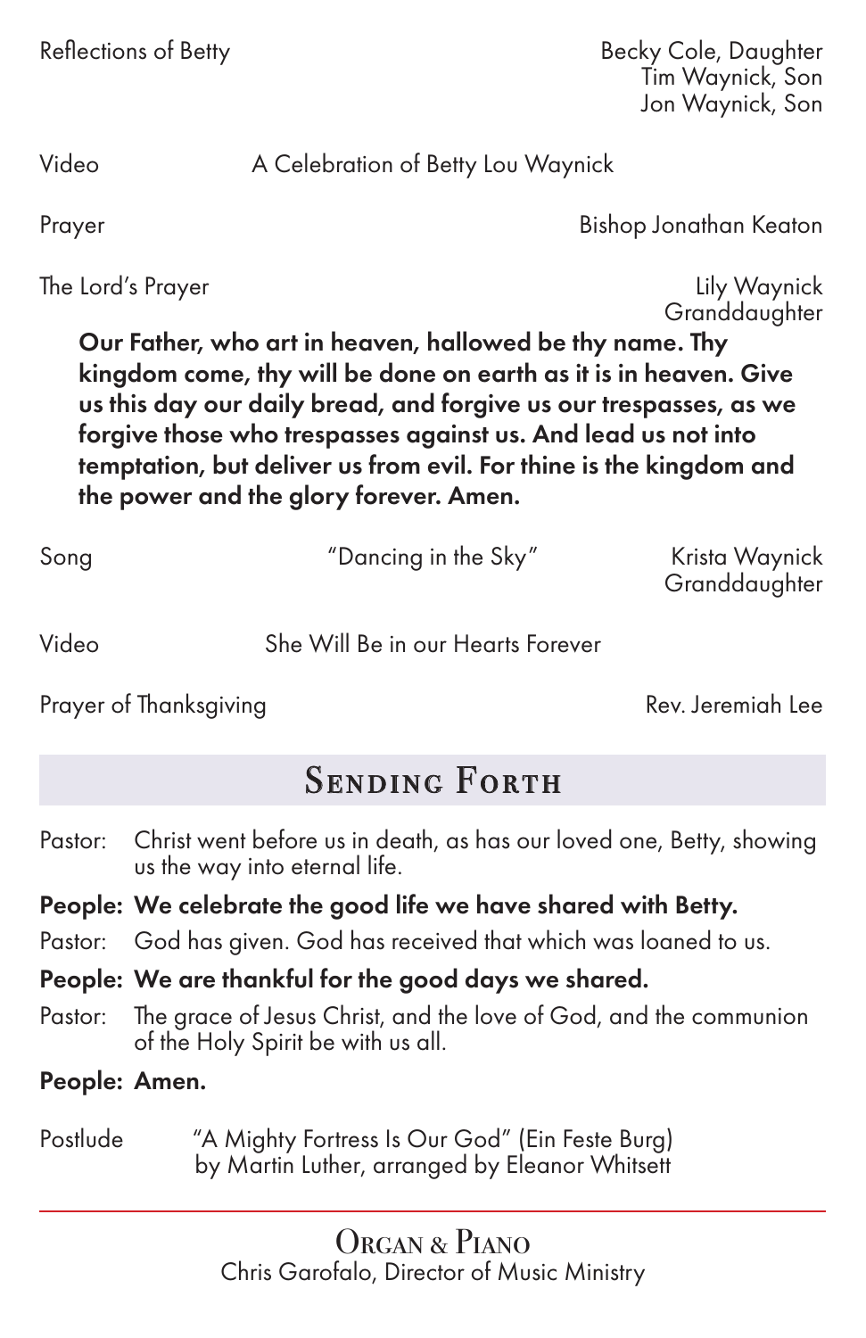Reflections of Betty — Becky Cole, Daughter; Tim Waynick, Son; Jon Waynick, Son

Video — A Celebration of Betty Lou Waynick

Prayer — Bishop Jonathan Keaton

The Lord's Prayer — Lily Waynick, Granddaughter

**Our Father, who art in heaven, hallowed be thy name. Thy kingdom come, thy will be done on earth as it is in heaven. Give us this day our daily bread, and forgive us our trespasses, as we forgive those who trespasses against us. And lead us not into temptation, but deliver us from evil. For thine is the kingdom and the power and the glory forever. Amen.**

Song — "Dancing in the Sky" — Krista Waynick, Granddaughter

Video — She Will Be in our Hearts Forever

Prayer of Thanksgiving — Rev. Jeremiah Lee

## Sending Forth

Pastor: Christ went before us in death, as has our loved one, Betty, showing us the way into eternal life.

**People: We celebrate the good life we have shared with Betty.**

Pastor: God has given. God has received that which was loaned to us.

**People: We are thankful for the good days we shared.**

Pastor: The grace of Jesus Christ, and the love of God, and the communion of the Holy Spirit be with us all.

**People: Amen.**

Postlude — "A Mighty Fortress Is Our God" (Ein Feste Burg) by Martin Luther, arranged by Eleanor Whitsett

---

### Organ & Piano

Chris Garofalo, Director of Music Ministry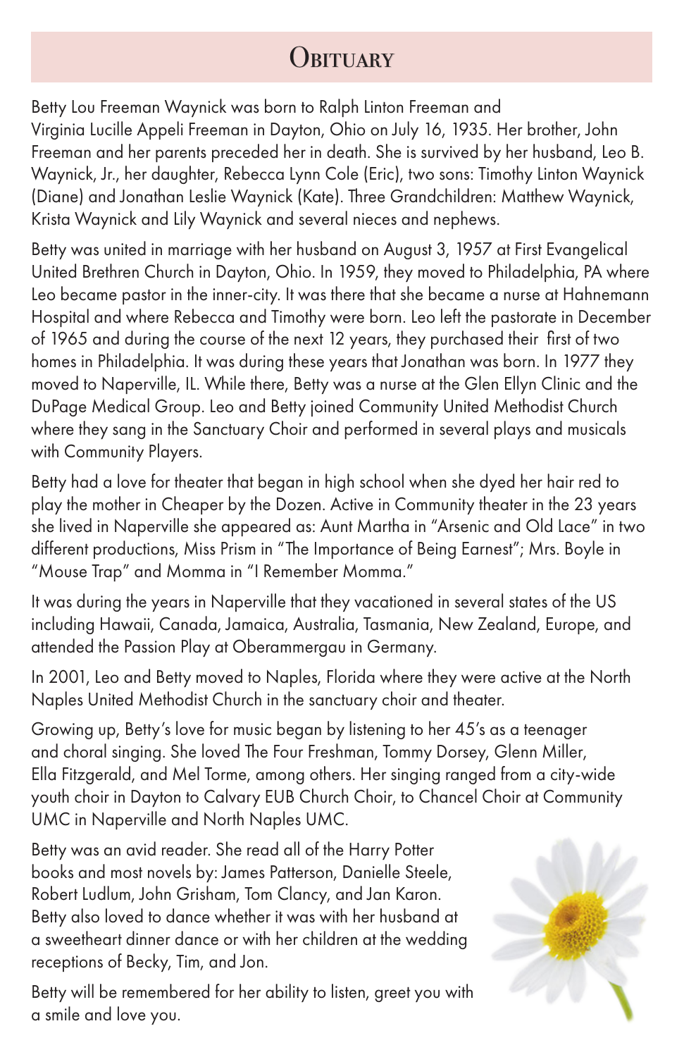# Obituary

Betty Lou Freeman Waynick was born to Ralph Linton Freeman and Virginia Lucille Appeli Freeman in Dayton, Ohio on July 16, 1935. Her brother, John Freeman and her parents preceded her in death. She is survived by her husband, Leo B. Waynick, Jr., her daughter, Rebecca Lynn Cole (Eric), two sons: Timothy Linton Waynick (Diane) and Jonathan Leslie Waynick (Kate). Three Grandchildren: Matthew Waynick, Krista Waynick and Lily Waynick and several nieces and nephews.

Betty was united in marriage with her husband on August 3, 1957 at First Evangelical United Brethren Church in Dayton, Ohio. In 1959, they moved to Philadelphia, PA where Leo became pastor in the inner-city. It was there that she became a nurse at Hahnemann Hospital and where Rebecca and Timothy were born. Leo left the pastorate in December of 1965 and during the course of the next 12 years, they purchased their first of two homes in Philadelphia. It was during these years that Jonathan was born. In 1977 they moved to Naperville, IL. While there, Betty was a nurse at the Glen Ellyn Clinic and the DuPage Medical Group. Leo and Betty joined Community United Methodist Church where they sang in the Sanctuary Choir and performed in several plays and musicals with Community Players.

Betty had a love for theater that began in high school when she dyed her hair red to play the mother in Cheaper by the Dozen. Active in Community theater in the 23 years she lived in Naperville she appeared as: Aunt Martha in "Arsenic and Old Lace" in two different productions, Miss Prism in "The Importance of Being Earnest"; Mrs. Boyle in "Mouse Trap" and Momma in "I Remember Momma."

It was during the years in Naperville that they vacationed in several states of the US including Hawaii, Canada, Jamaica, Australia, Tasmania, New Zealand, Europe, and attended the Passion Play at Oberammergau in Germany.

In 2001, Leo and Betty moved to Naples, Florida where they were active at the North Naples United Methodist Church in the sanctuary choir and theater.

Growing up, Betty's love for music began by listening to her 45's as a teenager and choral singing. She loved The Four Freshman, Tommy Dorsey, Glenn Miller, Ella Fitzgerald, and Mel Torme, among others. Her singing ranged from a city-wide youth choir in Dayton to Calvary EUB Church Choir, to Chancel Choir at Community UMC in Naperville and North Naples UMC.

Betty was an avid reader. She read all of the Harry Potter books and most novels by: James Patterson, Danielle Steele, Robert Ludlum, John Grisham, Tom Clancy, and Jan Karon. Betty also loved to dance whether it was with her husband at a sweetheart dinner dance or with her children at the wedding receptions of Becky, Tim, and Jon.

Betty will be remembered for her ability to listen, greet you with a smile and love you.